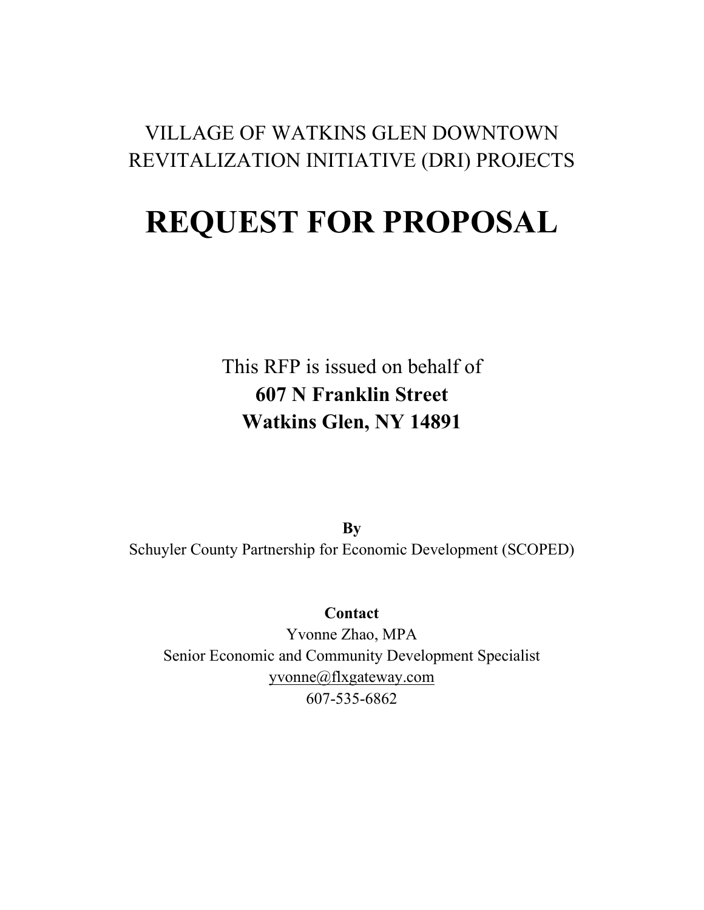VILLAGE OF WATKINS GLEN DOWNTOWN REVITALIZATION INITIATIVE (DRI) PROJECTS

# REQUEST FOR PROPOSAL

This RFP is issued on behalf of
**607 N Franklin Street**
**Watkins Glen, NY 14891**

**By**
Schuyler County Partnership for Economic Development (SCOPED)

**Contact**
Yvonne Zhao, MPA
Senior Economic and Community Development Specialist
yvonne@flxgateway.com
607-535-6862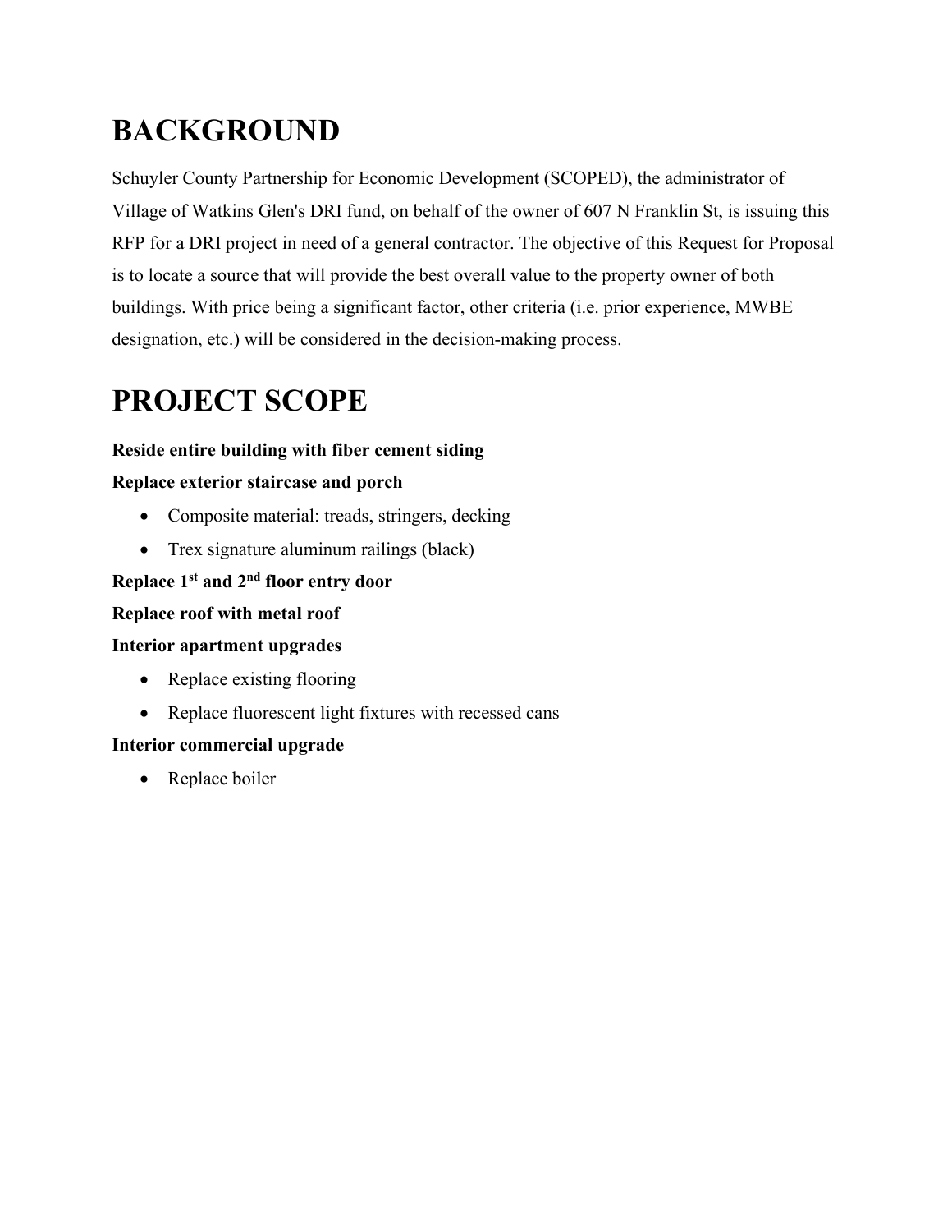# BACKGROUND

Schuyler County Partnership for Economic Development (SCOPED), the administrator of Village of Watkins Glen's DRI fund, on behalf of the owner of 607 N Franklin St, is issuing this RFP for a DRI project in need of a general contractor. The objective of this Request for Proposal is to locate a source that will provide the best overall value to the property owner of both buildings. With price being a significant factor, other criteria (i.e. prior experience, MWBE designation, etc.) will be considered in the decision-making process.

# PROJECT SCOPE

**Reside entire building with fiber cement siding**

**Replace exterior staircase and porch**

- Composite material: treads, stringers, decking
- Trex signature aluminum railings (black)

**Replace 1st and 2nd floor entry door**

**Replace roof with metal roof**

**Interior apartment upgrades**

- Replace existing flooring
- Replace fluorescent light fixtures with recessed cans

**Interior commercial upgrade**

- Replace boiler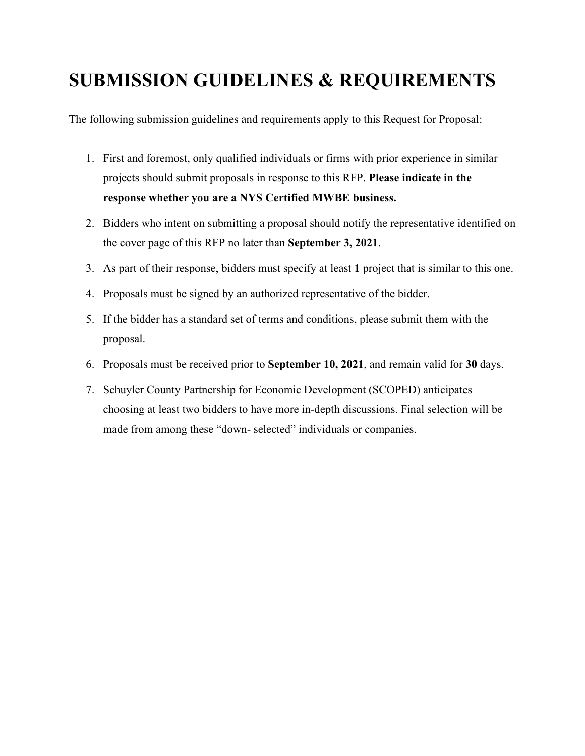# SUBMISSION GUIDELINES & REQUIREMENTS

The following submission guidelines and requirements apply to this Request for Proposal:

1. First and foremost, only qualified individuals or firms with prior experience in similar projects should submit proposals in response to this RFP. **Please indicate in the response whether you are a NYS Certified MWBE business.**
2. Bidders who intent on submitting a proposal should notify the representative identified on the cover page of this RFP no later than **September 3, 2021**.
3. As part of their response, bidders must specify at least **1** project that is similar to this one.
4. Proposals must be signed by an authorized representative of the bidder.
5. If the bidder has a standard set of terms and conditions, please submit them with the proposal.
6. Proposals must be received prior to **September 10, 2021**, and remain valid for **30** days.
7. Schuyler County Partnership for Economic Development (SCOPED) anticipates choosing at least two bidders to have more in-depth discussions. Final selection will be made from among these "down- selected" individuals or companies.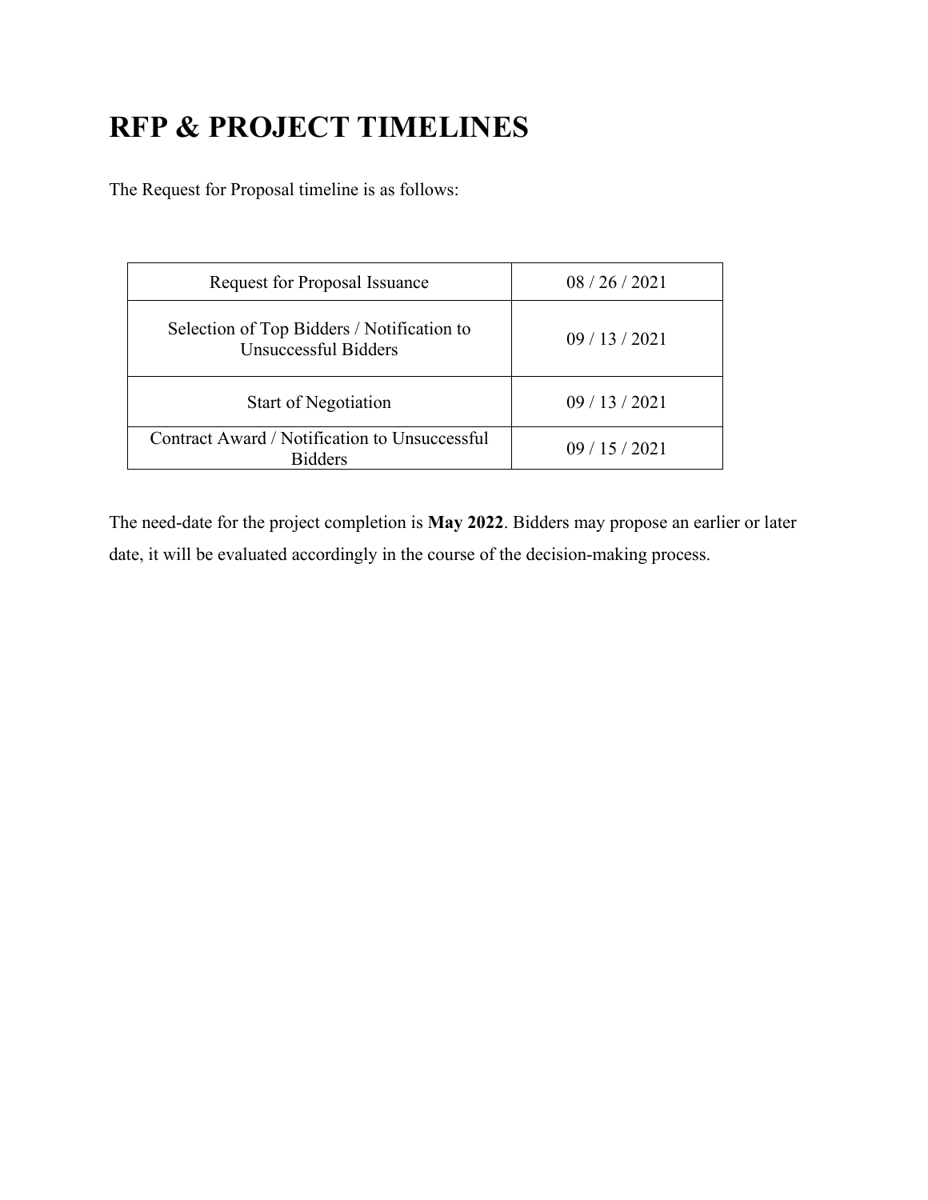# RFP & PROJECT TIMELINES

The Request for Proposal timeline is as follows:

| Request for Proposal Issuance | 08 / 26 / 2021 |
|---|---|
| Selection of Top Bidders / Notification to Unsuccessful Bidders | 09 / 13 / 2021 |
| Start of Negotiation | 09 / 13 / 2021 |
| Contract Award / Notification to Unsuccessful Bidders | 09 / 15 / 2021 |

The need-date for the project completion is **May 2022**. Bidders may propose an earlier or later date, it will be evaluated accordingly in the course of the decision-making process.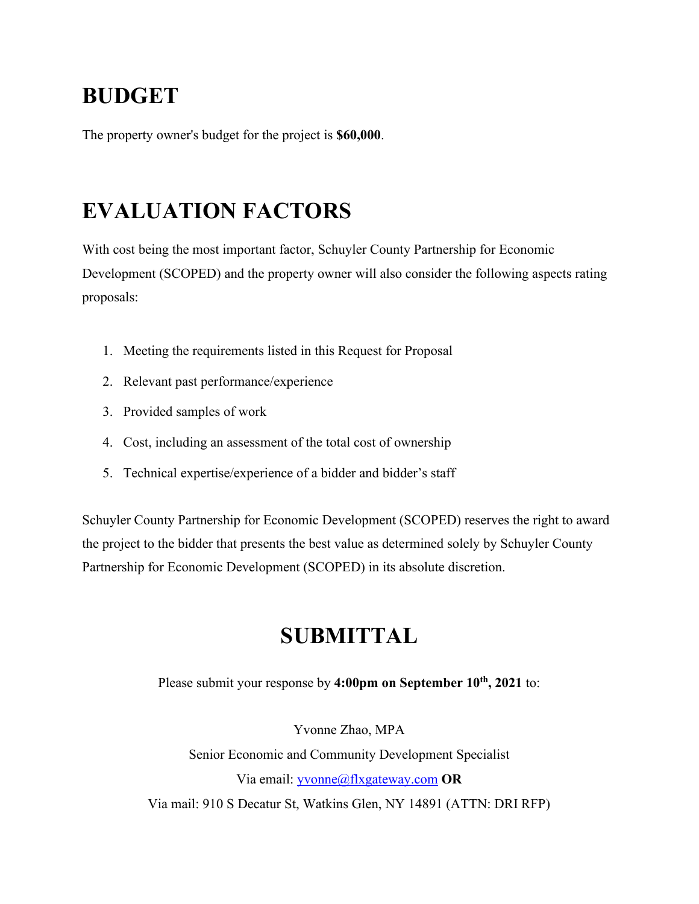# BUDGET

The property owner's budget for the project is **$60,000**.

# EVALUATION FACTORS

With cost being the most important factor, Schuyler County Partnership for Economic Development (SCOPED) and the property owner will also consider the following aspects rating proposals:

1. Meeting the requirements listed in this Request for Proposal
2. Relevant past performance/experience
3. Provided samples of work
4. Cost, including an assessment of the total cost of ownership
5. Technical expertise/experience of a bidder and bidder's staff

Schuyler County Partnership for Economic Development (SCOPED) reserves the right to award the project to the bidder that presents the best value as determined solely by Schuyler County Partnership for Economic Development (SCOPED) in its absolute discretion.

# SUBMITTAL

Please submit your response by **4:00pm on September 10th, 2021** to:

Yvonne Zhao, MPA

Senior Economic and Community Development Specialist

Via email: yvonne@flxgateway.com **OR**

Via mail: 910 S Decatur St, Watkins Glen, NY 14891 (ATTN: DRI RFP)